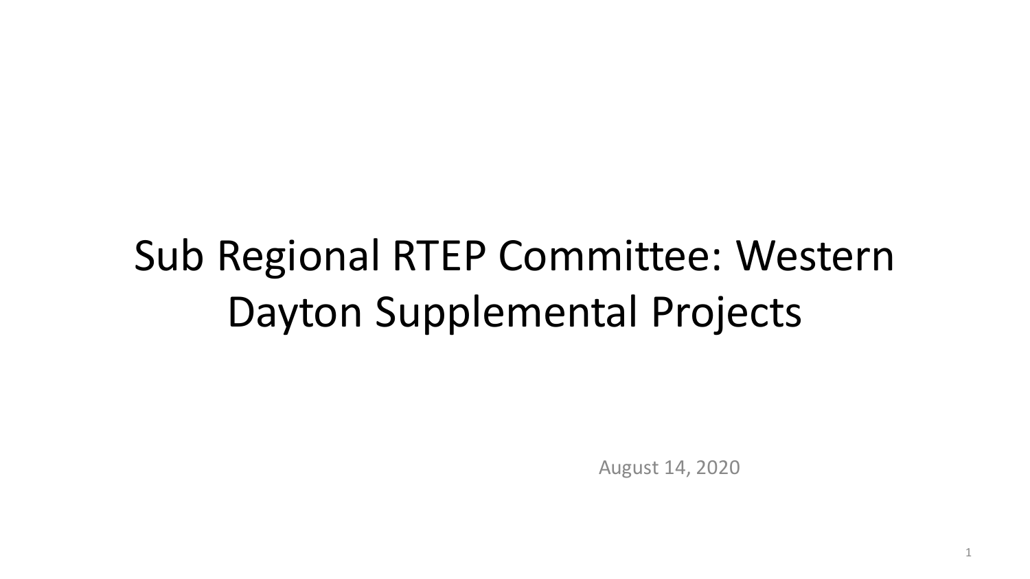# Sub Regional RTEP Committee: Western Dayton Supplemental Projects

August 14, 2020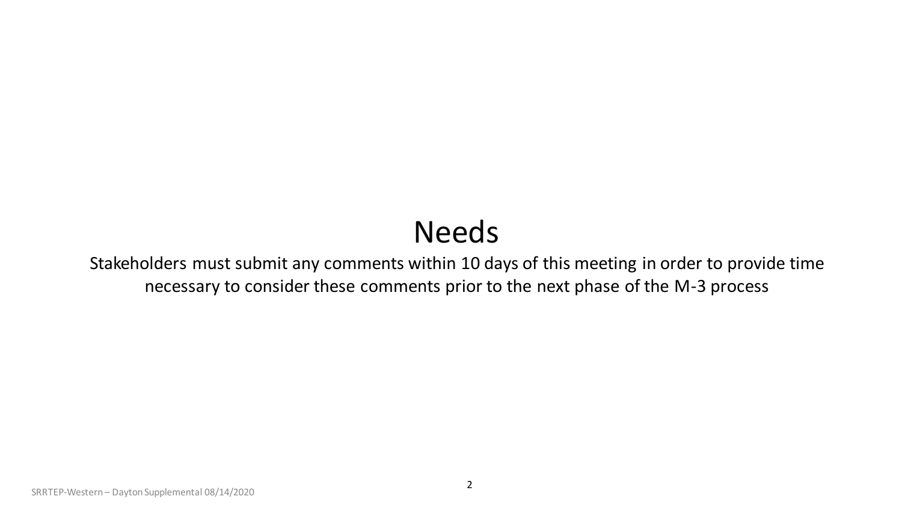# Needs

Stakeholders must submit any comments within 10 days of this meeting in order to provide time necessary to consider these comments prior to the next phase of the M-3 process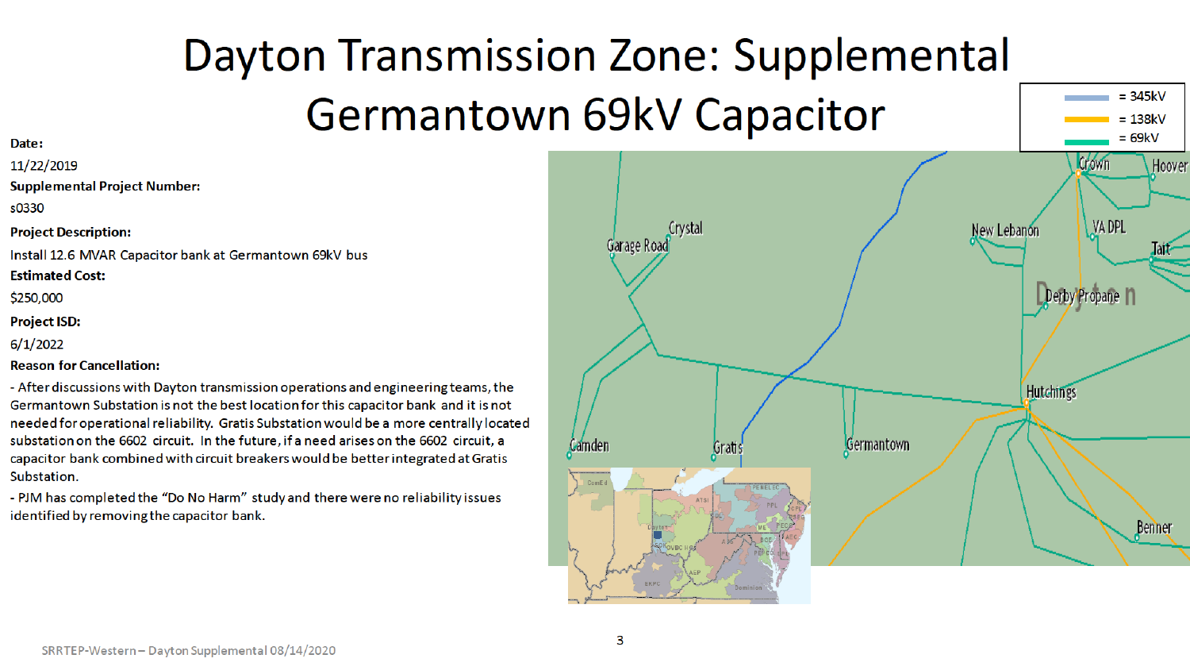# Dayton Transmission Zone: Supplemental Germantown 69kV Capacitor

**Date:**

11/22/2019

**Supplemental Project Number:**

s0330

**Project Description:**

Install 12.6 MVAR Capacitor bank at Germantown 69kV bus

**Estimated Cost:**

$250,000

**Project ISD:**

6/1/2022

**Reason for Cancellation:**

- After discussions with Dayton transmission operations and engineering teams, the Germantown Substation is not the best location for this capacitor bank and it is not needed for operational reliability. Gratis Substation would be a more centrally located substation on the 6602 circuit. In the future, if a need arises on the 6602 circuit, a capacitor bank combined with circuit breakers would be better integrated at Gratis Substation.
- PJM has completed the "Do No Harm" study and there were no reliability issues identified by removing the capacitor bank.

= 345kV
= 138kV
= 69kV

Crown, Hoover, New Lebanon, VA DPL, Tait, Crystal, Garage Road, Derby Propane, Dayton, Hutchings, Camden, Gratis, Germantown, Benner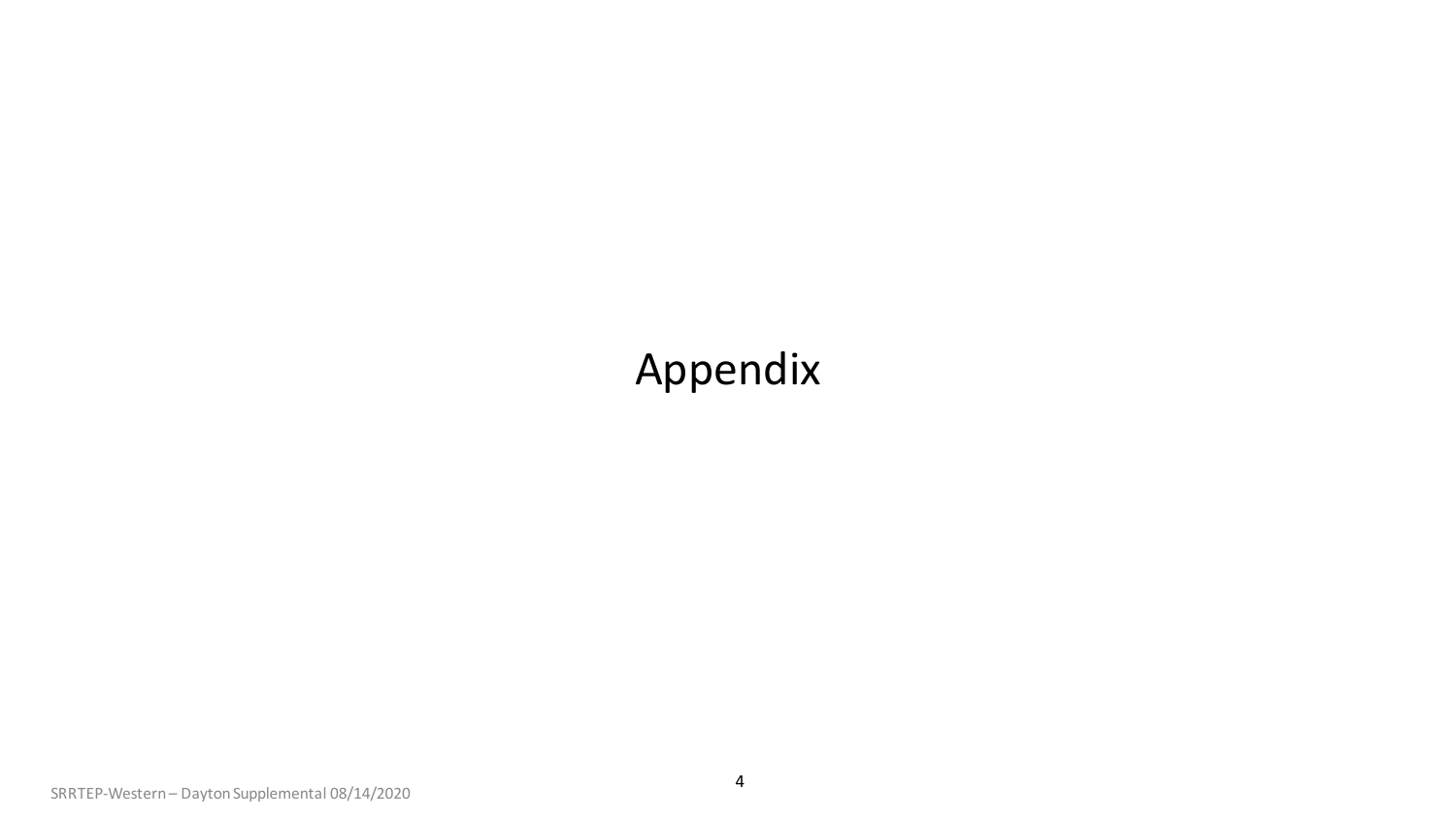# Appendix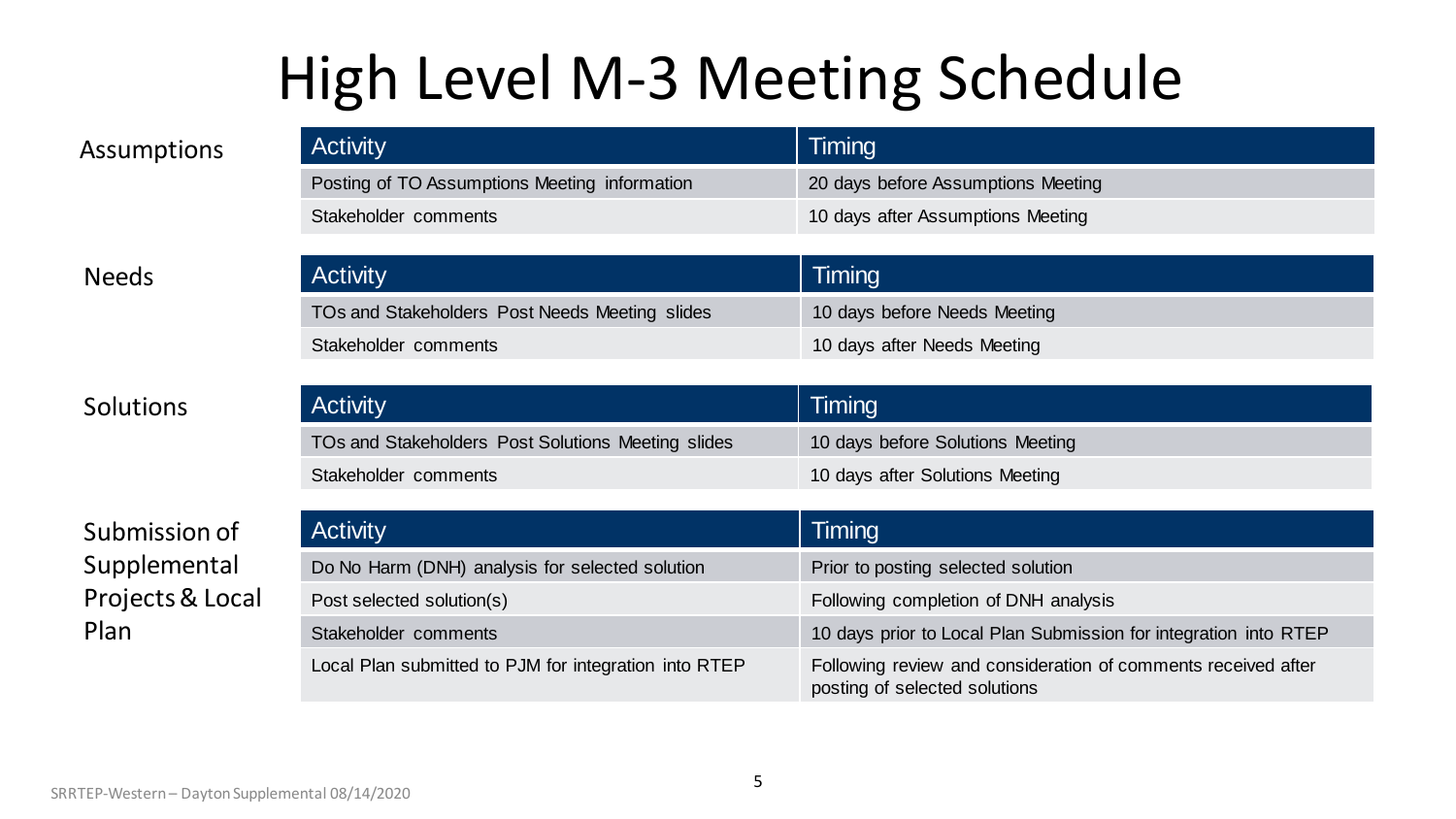# High Level M-3 Meeting Schedule

### Assumptions

| Activity | Timing |
|---|---|
| Posting of TO Assumptions Meeting information | 20 days before Assumptions Meeting |
| Stakeholder comments | 10 days after Assumptions Meeting |

### Needs

| Activity | Timing |
|---|---|
| TOs and Stakeholders Post Needs Meeting slides | 10 days before Needs Meeting |
| Stakeholder comments | 10 days after Needs Meeting |

### Solutions

| Activity | Timing |
|---|---|
| TOs and Stakeholders Post Solutions Meeting slides | 10 days before Solutions Meeting |
| Stakeholder comments | 10 days after Solutions Meeting |

### Submission of Supplemental Projects & Local Plan

| Activity | Timing |
|---|---|
| Do No Harm (DNH) analysis for selected solution | Prior to posting selected solution |
| Post selected solution(s) | Following completion of DNH analysis |
| Stakeholder comments | 10 days prior to Local Plan Submission for integration into RTEP |
| Local Plan submitted to PJM for integration into RTEP | Following review and consideration of comments received after posting of selected solutions |

SRRTEP-Western – Dayton Supplemental 08/14/2020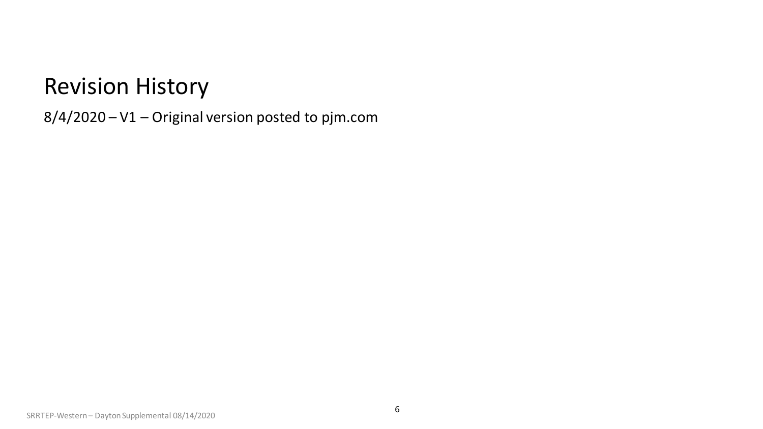# Revision History

8/4/2020 – V1 – Original version posted to pjm.com